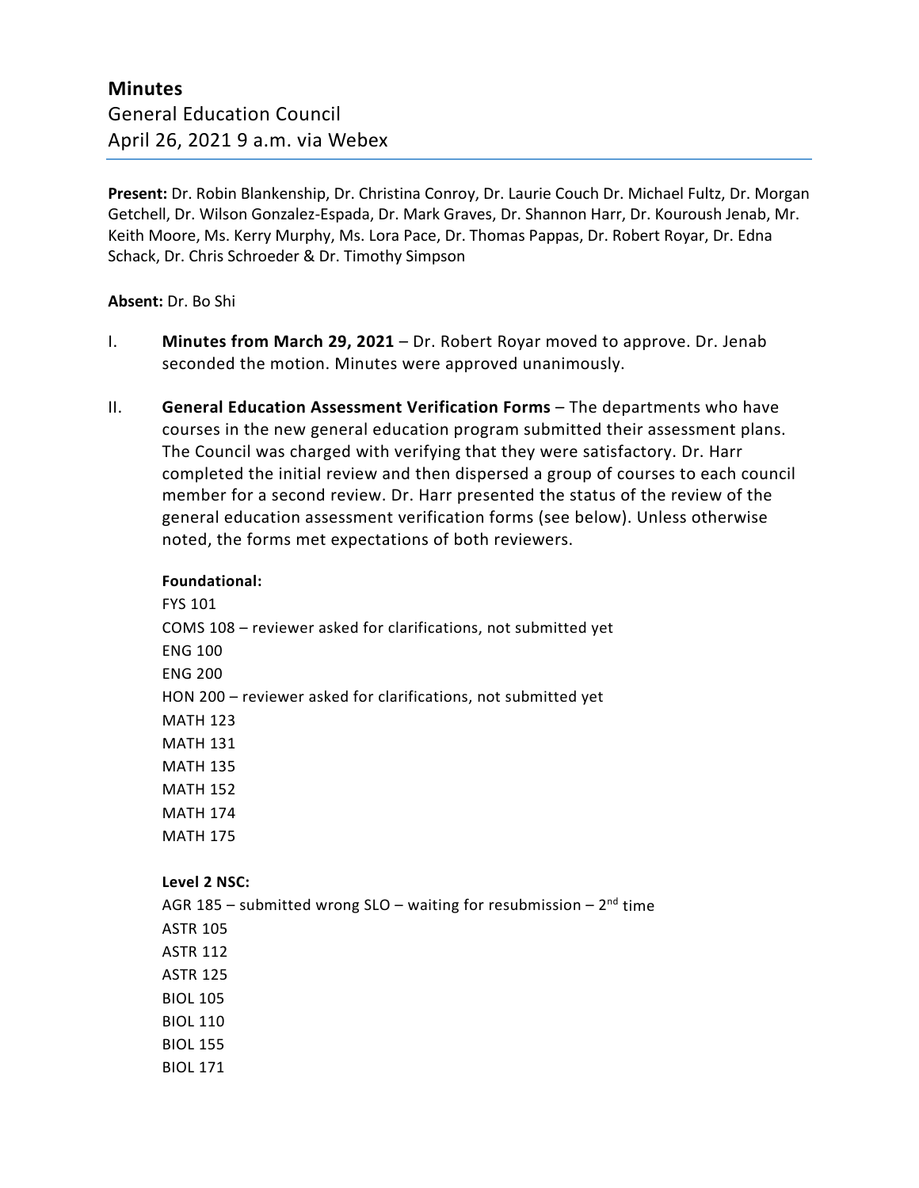# Minutes

General Education Council
April 26, 2021 9 a.m. via Webex

**Present:** Dr. Robin Blankenship, Dr. Christina Conroy, Dr. Laurie Couch Dr. Michael Fultz, Dr. Morgan Getchell, Dr. Wilson Gonzalez-Espada, Dr. Mark Graves, Dr. Shannon Harr, Dr. Kouroush Jenab, Mr. Keith Moore, Ms. Kerry Murphy, Ms. Lora Pace, Dr. Thomas Pappas, Dr. Robert Royar, Dr. Edna Schack, Dr. Chris Schroeder & Dr. Timothy Simpson

**Absent:** Dr. Bo Shi

I. **Minutes from March 29, 2021** – Dr. Robert Royar moved to approve. Dr. Jenab seconded the motion. Minutes were approved unanimously.

II. **General Education Assessment Verification Forms** – The departments who have courses in the new general education program submitted their assessment plans. The Council was charged with verifying that they were satisfactory. Dr. Harr completed the initial review and then dispersed a group of courses to each council member for a second review. Dr. Harr presented the status of the review of the general education assessment verification forms (see below). Unless otherwise noted, the forms met expectations of both reviewers.

**Foundational:**

FYS 101
COMS 108 – reviewer asked for clarifications, not submitted yet
ENG 100
ENG 200
HON 200 – reviewer asked for clarifications, not submitted yet
MATH 123
MATH 131
MATH 135
MATH 152
MATH 174
MATH 175

**Level 2 NSC:**

AGR 185 – submitted wrong SLO – waiting for resubmission – 2nd time
ASTR 105
ASTR 112
ASTR 125
BIOL 105
BIOL 110
BIOL 155
BIOL 171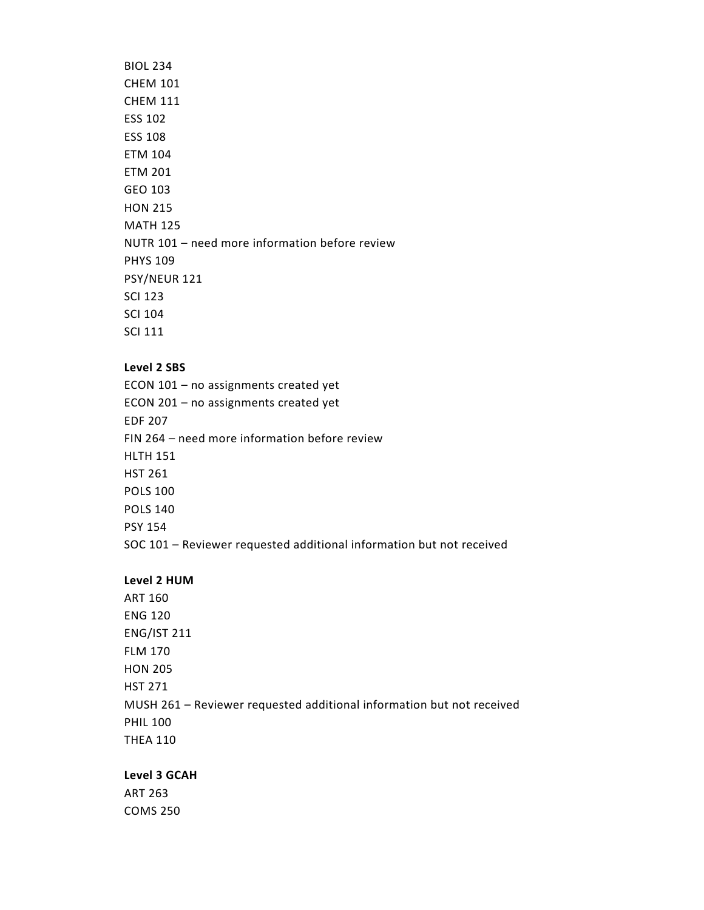BIOL 234
CHEM 101
CHEM 111
ESS 102
ESS 108
ETM 104
ETM 201
GEO 103
HON 215
MATH 125
NUTR 101 – need more information before review
PHYS 109
PSY/NEUR 121
SCI 123
SCI 104
SCI 111

**Level 2 SBS**
ECON 101 – no assignments created yet
ECON 201 – no assignments created yet
EDF 207
FIN 264 – need more information before review
HLTH 151
HST 261
POLS 100
POLS 140
PSY 154
SOC 101 – Reviewer requested additional information but not received

**Level 2 HUM**
ART 160
ENG 120
ENG/IST 211
FLM 170
HON 205
HST 271
MUSH 261 – Reviewer requested additional information but not received
PHIL 100
THEA 110

**Level 3 GCAH**
ART 263
COMS 250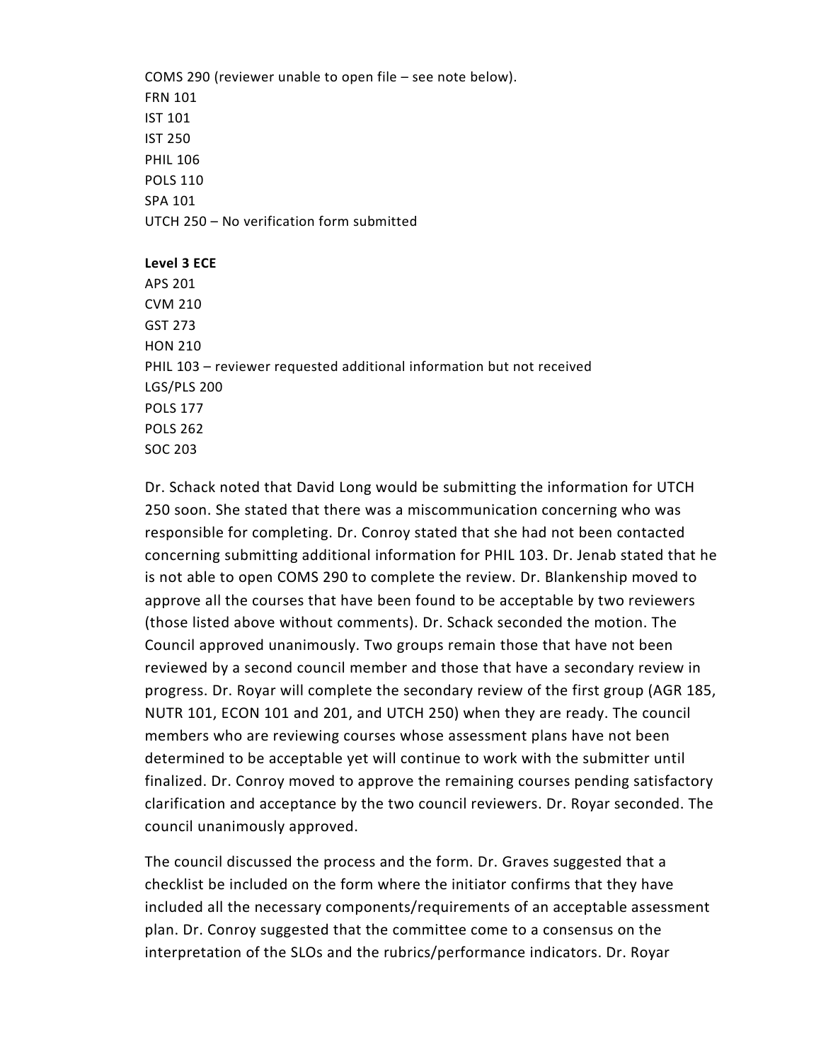COMS 290 (reviewer unable to open file – see note below).
FRN 101
IST 101
IST 250
PHIL 106
POLS 110
SPA 101
UTCH 250 – No verification form submitted

**Level 3 ECE**
APS 201
CVM 210
GST 273
HON 210
PHIL 103 – reviewer requested additional information but not received
LGS/PLS 200
POLS 177
POLS 262
SOC 203

Dr. Schack noted that David Long would be submitting the information for UTCH 250 soon. She stated that there was a miscommunication concerning who was responsible for completing. Dr. Conroy stated that she had not been contacted concerning submitting additional information for PHIL 103. Dr. Jenab stated that he is not able to open COMS 290 to complete the review. Dr. Blankenship moved to approve all the courses that have been found to be acceptable by two reviewers (those listed above without comments). Dr. Schack seconded the motion. The Council approved unanimously. Two groups remain those that have not been reviewed by a second council member and those that have a secondary review in progress. Dr. Royar will complete the secondary review of the first group (AGR 185, NUTR 101, ECON 101 and 201, and UTCH 250) when they are ready. The council members who are reviewing courses whose assessment plans have not been determined to be acceptable yet will continue to work with the submitter until finalized. Dr. Conroy moved to approve the remaining courses pending satisfactory clarification and acceptance by the two council reviewers. Dr. Royar seconded. The council unanimously approved.

The council discussed the process and the form. Dr. Graves suggested that a checklist be included on the form where the initiator confirms that they have included all the necessary components/requirements of an acceptable assessment plan. Dr. Conroy suggested that the committee come to a consensus on the interpretation of the SLOs and the rubrics/performance indicators. Dr. Royar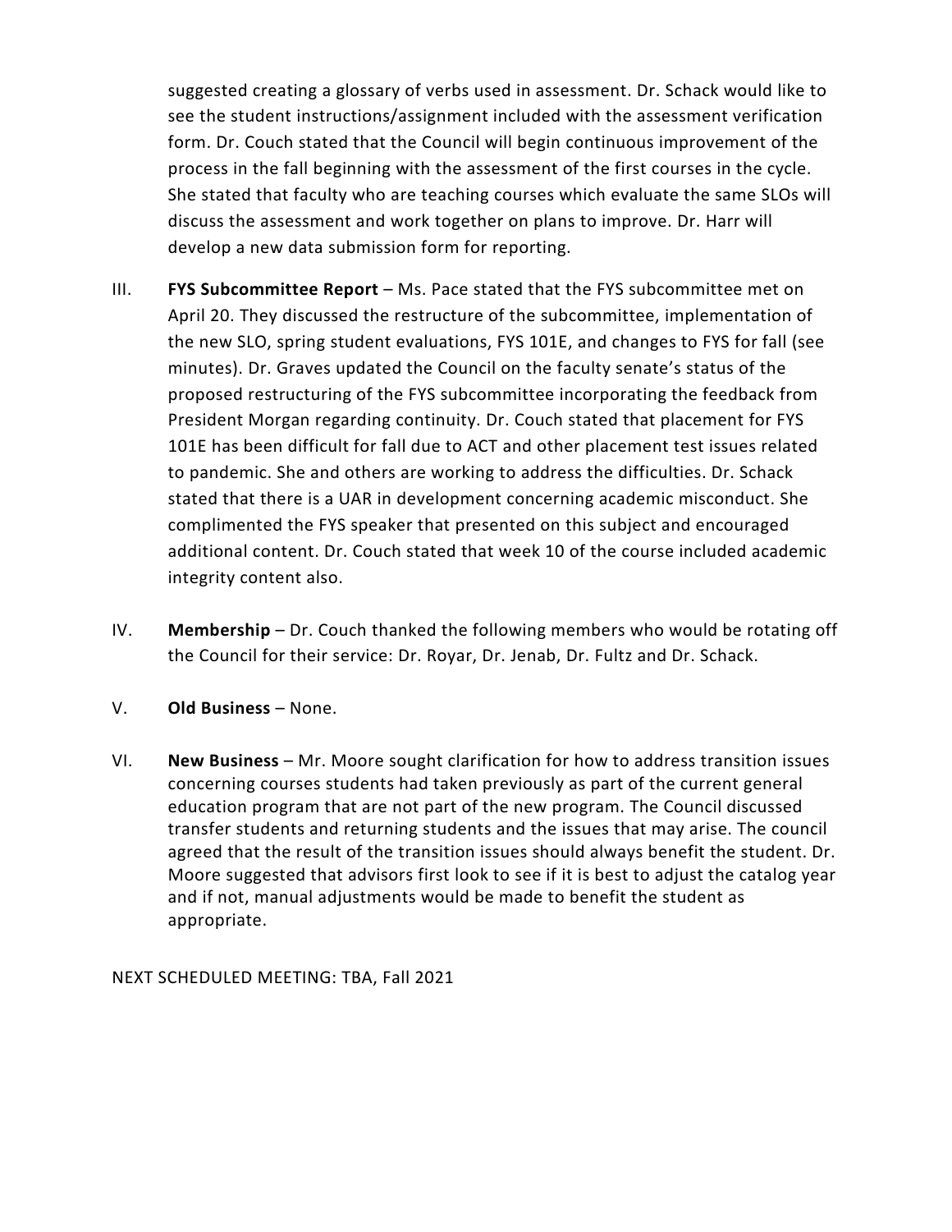suggested creating a glossary of verbs used in assessment. Dr. Schack would like to see the student instructions/assignment included with the assessment verification form. Dr. Couch stated that the Council will begin continuous improvement of the process in the fall beginning with the assessment of the first courses in the cycle. She stated that faculty who are teaching courses which evaluate the same SLOs will discuss the assessment and work together on plans to improve. Dr. Harr will develop a new data submission form for reporting.

III. **FYS Subcommittee Report** – Ms. Pace stated that the FYS subcommittee met on April 20. They discussed the restructure of the subcommittee, implementation of the new SLO, spring student evaluations, FYS 101E, and changes to FYS for fall (see minutes). Dr. Graves updated the Council on the faculty senate's status of the proposed restructuring of the FYS subcommittee incorporating the feedback from President Morgan regarding continuity. Dr. Couch stated that placement for FYS 101E has been difficult for fall due to ACT and other placement test issues related to pandemic. She and others are working to address the difficulties. Dr. Schack stated that there is a UAR in development concerning academic misconduct. She complimented the FYS speaker that presented on this subject and encouraged additional content. Dr. Couch stated that week 10 of the course included academic integrity content also.

IV. **Membership** – Dr. Couch thanked the following members who would be rotating off the Council for their service: Dr. Royar, Dr. Jenab, Dr. Fultz and Dr. Schack.

V. **Old Business** – None.

VI. **New Business** – Mr. Moore sought clarification for how to address transition issues concerning courses students had taken previously as part of the current general education program that are not part of the new program. The Council discussed transfer students and returning students and the issues that may arise. The council agreed that the result of the transition issues should always benefit the student. Dr. Moore suggested that advisors first look to see if it is best to adjust the catalog year and if not, manual adjustments would be made to benefit the student as appropriate.

NEXT SCHEDULED MEETING: TBA, Fall 2021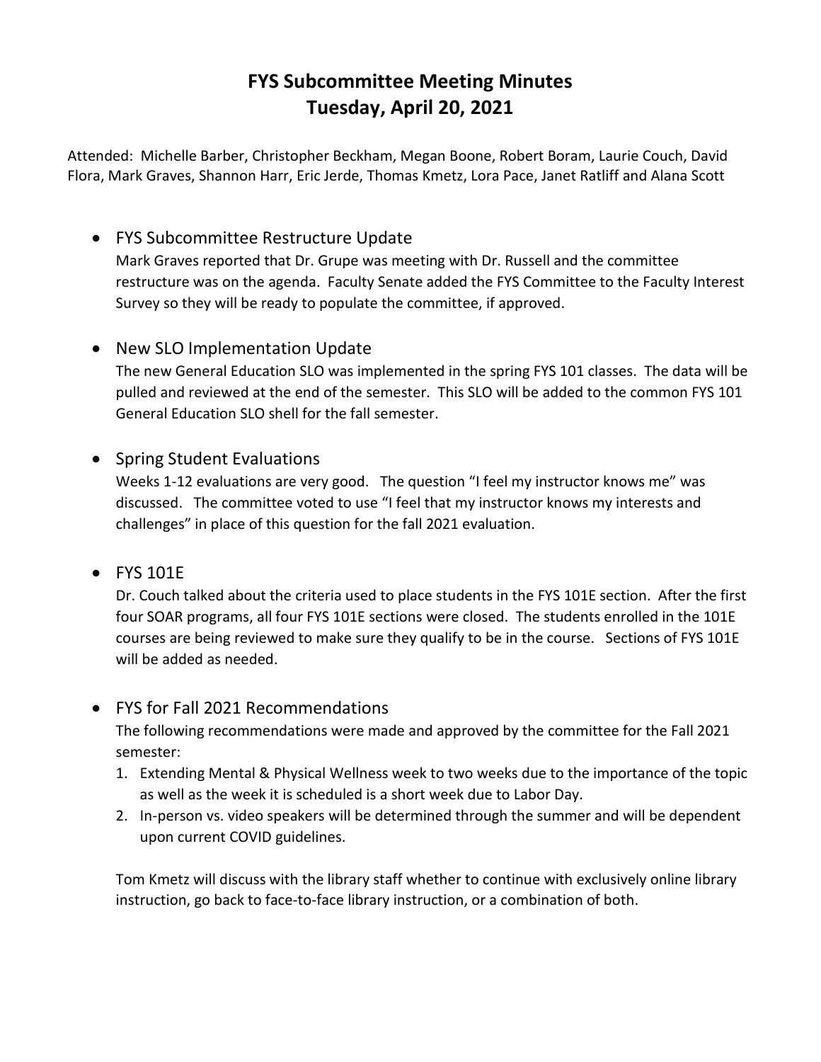# FYS Subcommittee Meeting Minutes
# Tuesday, April 20, 2021

Attended: Michelle Barber, Christopher Beckham, Megan Boone, Robert Boram, Laurie Couch, David Flora, Mark Graves, Shannon Harr, Eric Jerde, Thomas Kmetz, Lora Pace, Janet Ratliff and Alana Scott

- FYS Subcommittee Restructure Update
  Mark Graves reported that Dr. Grupe was meeting with Dr. Russell and the committee restructure was on the agenda. Faculty Senate added the FYS Committee to the Faculty Interest Survey so they will be ready to populate the committee, if approved.

- New SLO Implementation Update
  The new General Education SLO was implemented in the spring FYS 101 classes. The data will be pulled and reviewed at the end of the semester. This SLO will be added to the common FYS 101 General Education SLO shell for the fall semester.

- Spring Student Evaluations
  Weeks 1-12 evaluations are very good. The question "I feel my instructor knows me" was discussed. The committee voted to use "I feel that my instructor knows my interests and challenges" in place of this question for the fall 2021 evaluation.

- FYS 101E
  Dr. Couch talked about the criteria used to place students in the FYS 101E section. After the first four SOAR programs, all four FYS 101E sections were closed. The students enrolled in the 101E courses are being reviewed to make sure they qualify to be in the course. Sections of FYS 101E will be added as needed.

- FYS for Fall 2021 Recommendations
  The following recommendations were made and approved by the committee for the Fall 2021 semester:
  1. Extending Mental & Physical Wellness week to two weeks due to the importance of the topic as well as the week it is scheduled is a short week due to Labor Day.
  2. In-person vs. video speakers will be determined through the summer and will be dependent upon current COVID guidelines.

  Tom Kmetz will discuss with the library staff whether to continue with exclusively online library instruction, go back to face-to-face library instruction, or a combination of both.